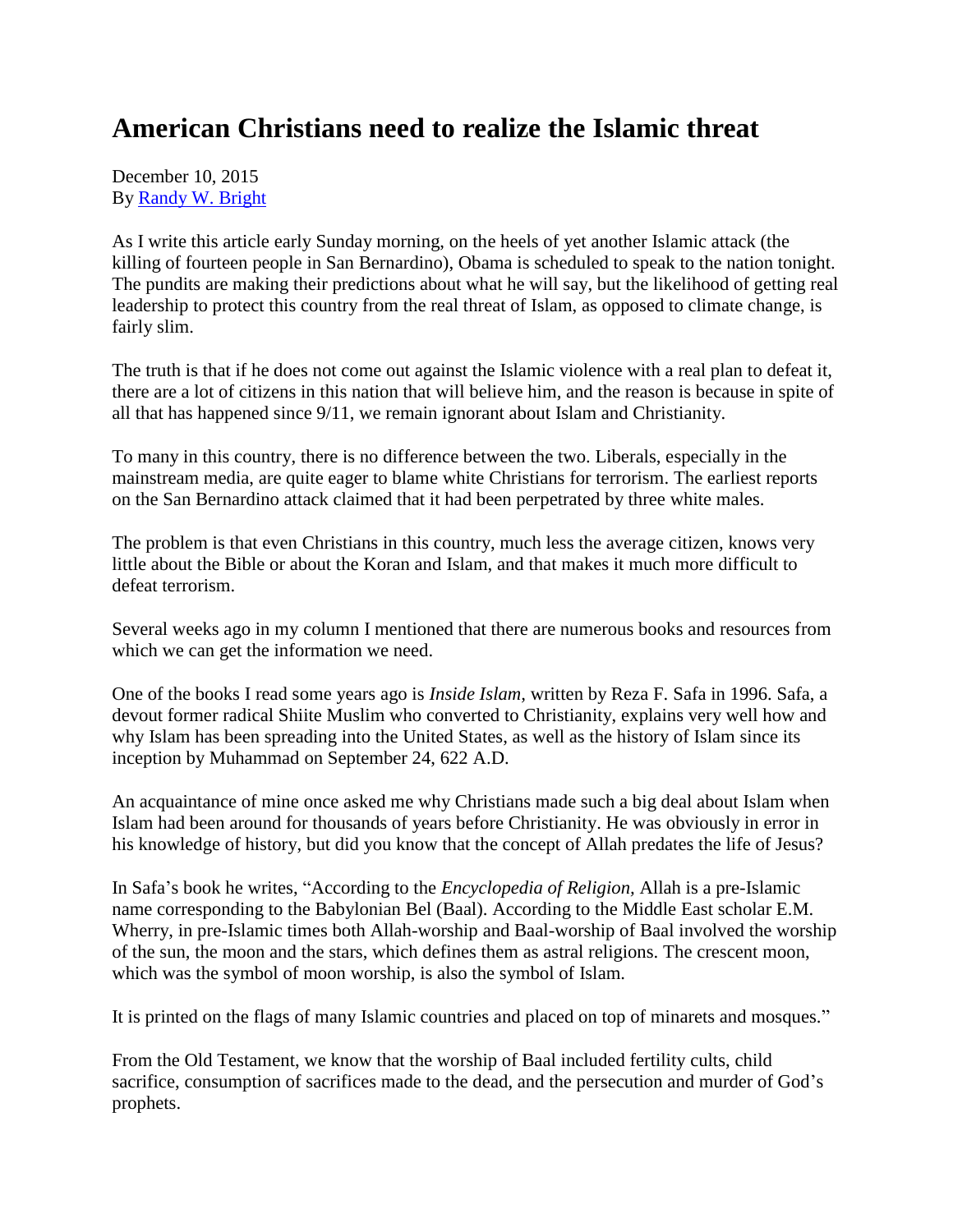# American Christians need to realize the Islamic threat

December 10, 2015
By [Randy W. Bright]

As I write this article early Sunday morning, on the heels of yet another Islamic attack (the killing of fourteen people in San Bernardino), Obama is scheduled to speak to the nation tonight. The pundits are making their predictions about what he will say, but the likelihood of getting real leadership to protect this country from the real threat of Islam, as opposed to climate change, is fairly slim.

The truth is that if he does not come out against the Islamic violence with a real plan to defeat it, there are a lot of citizens in this nation that will believe him, and the reason is because in spite of all that has happened since 9/11, we remain ignorant about Islam and Christianity.

To many in this country, there is no difference between the two. Liberals, especially in the mainstream media, are quite eager to blame white Christians for terrorism. The earliest reports on the San Bernardino attack claimed that it had been perpetrated by three white males.

The problem is that even Christians in this country, much less the average citizen, knows very little about the Bible or about the Koran and Islam, and that makes it much more difficult to defeat terrorism.

Several weeks ago in my column I mentioned that there are numerous books and resources from which we can get the information we need.

One of the books I read some years ago is *Inside Islam,* written by Reza F. Safa in 1996. Safa, a devout former radical Shiite Muslim who converted to Christianity, explains very well how and why Islam has been spreading into the United States, as well as the history of Islam since its inception by Muhammad on September 24, 622 A.D.

An acquaintance of mine once asked me why Christians made such a big deal about Islam when Islam had been around for thousands of years before Christianity. He was obviously in error in his knowledge of history, but did you know that the concept of Allah predates the life of Jesus?

In Safa's book he writes, "According to the *Encyclopedia of Religion,* Allah is a pre-Islamic name corresponding to the Babylonian Bel (Baal). According to the Middle East scholar E.M. Wherry, in pre-Islamic times both Allah-worship and Baal-worship of Baal involved the worship of the sun, the moon and the stars, which defines them as astral religions. The crescent moon, which was the symbol of moon worship, is also the symbol of Islam.

It is printed on the flags of many Islamic countries and placed on top of minarets and mosques."

From the Old Testament, we know that the worship of Baal included fertility cults, child sacrifice, consumption of sacrifices made to the dead, and the persecution and murder of God's prophets.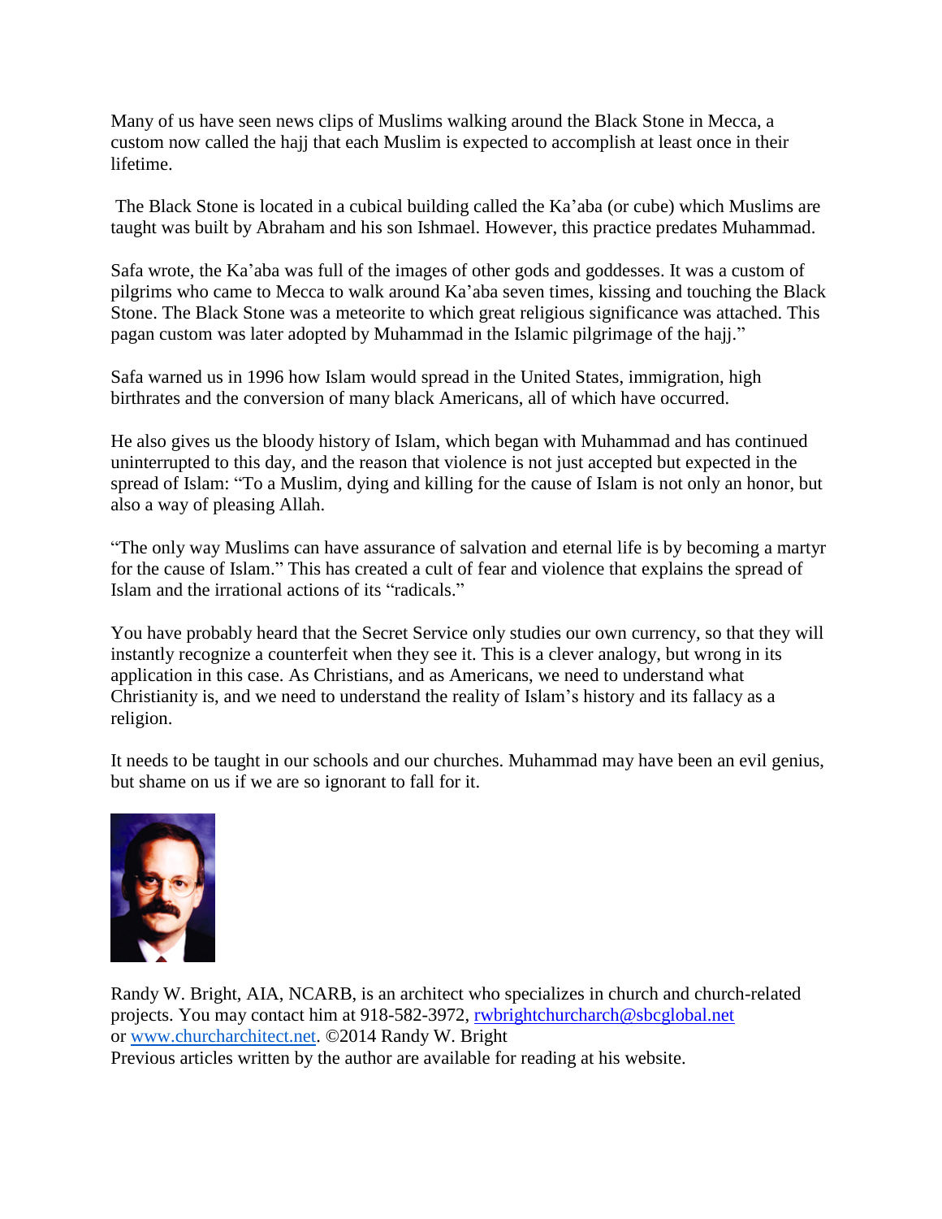Many of us have seen news clips of Muslims walking around the Black Stone in Mecca, a custom now called the hajj that each Muslim is expected to accomplish at least once in their lifetime.

The Black Stone is located in a cubical building called the Ka'aba (or cube) which Muslims are taught was built by Abraham and his son Ishmael. However, this practice predates Muhammad.

Safa wrote, the Ka'aba was full of the images of other gods and goddesses. It was a custom of pilgrims who came to Mecca to walk around Ka'aba seven times, kissing and touching the Black Stone. The Black Stone was a meteorite to which great religious significance was attached. This pagan custom was later adopted by Muhammad in the Islamic pilgrimage of the hajj."

Safa warned us in 1996 how Islam would spread in the United States, immigration, high birthrates and the conversion of many black Americans, all of which have occurred.

He also gives us the bloody history of Islam, which began with Muhammad and has continued uninterrupted to this day, and the reason that violence is not just accepted but expected in the spread of Islam: "To a Muslim, dying and killing for the cause of Islam is not only an honor, but also a way of pleasing Allah.

"The only way Muslims can have assurance of salvation and eternal life is by becoming a martyr for the cause of Islam." This has created a cult of fear and violence that explains the spread of Islam and the irrational actions of its "radicals."

You have probably heard that the Secret Service only studies our own currency, so that they will instantly recognize a counterfeit when they see it. This is a clever analogy, but wrong in its application in this case. As Christians, and as Americans, we need to understand what Christianity is, and we need to understand the reality of Islam's history and its fallacy as a religion.

It needs to be taught in our schools and our churches. Muhammad may have been an evil genius, but shame on us if we are so ignorant to fall for it.

Randy W. Bright, AIA, NCARB, is an architect who specializes in church and church-related projects. You may contact him at 918-582-3972, rwbrightchurcharch@sbcglobal.net or www.churcharchitect.net. ©2014 Randy W. Bright
Previous articles written by the author are available for reading at his website.